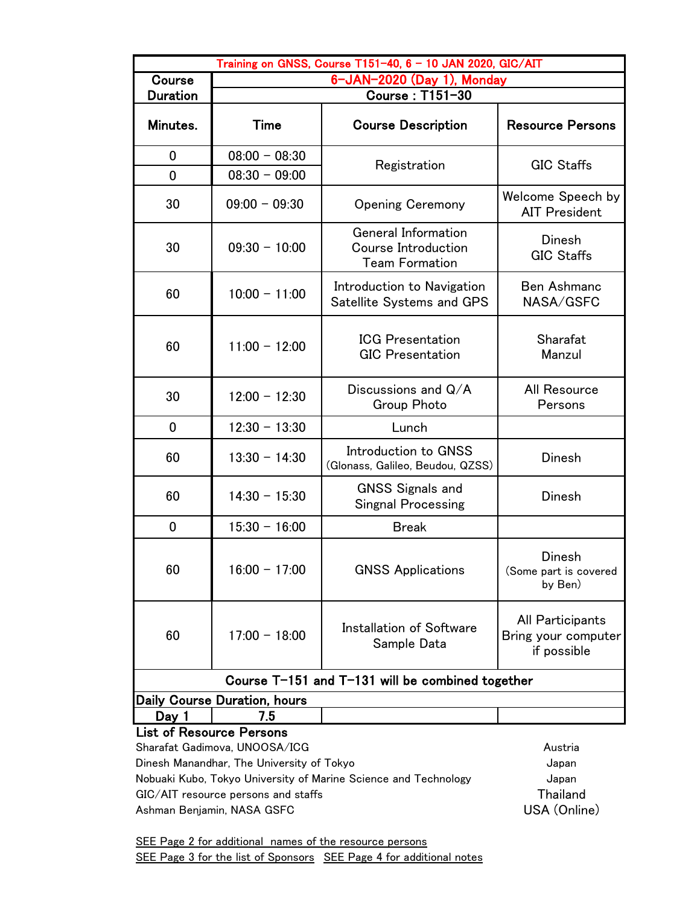| Training on GNSS, Course T151-40, 6 - 10 JAN 2020, GIC/AIT | | | |
|---|---|---|---|
| Course Duration | 6-JAN-2020 (Day 1), Monday | | |
| | Course : T151-30 | | |
| Minutes. | Time | Course Description | Resource Persons |
| 0 | 08:00 - 08:30 | Registration | GIC Staffs |
| 0 | 08:30 - 09:00 | | |
| 30 | 09:00 - 09:30 | Opening Ceremony | Welcome Speech by AIT President |
| 30 | 09:30 - 10:00 | General Information<br>Course Introduction<br>Team Formation | Dinesh<br>GIC Staffs |
| 60 | 10:00 - 11:00 | Introduction to Navigation Satellite Systems and GPS | Ben Ashmanc<br>NASA/GSFC |
| 60 | 11:00 - 12:00 | ICG Presentation<br>GIC Presentation | Sharafat<br>Manzul |
| 30 | 12:00 - 12:30 | Discussions and Q/A<br>Group Photo | All Resource Persons |
| 0 | 12:30 - 13:30 | Lunch | |
| 60 | 13:30 - 14:30 | Introduction to GNSS<br>(Glonass, Galileo, Beudou, QZSS) | Dinesh |
| 60 | 14:30 - 15:30 | GNSS Signals and Singnal Processing | Dinesh |
| 0 | 15:30 - 16:00 | Break | |
| 60 | 16:00 - 17:00 | GNSS Applications | Dinesh<br>(Some part is covered by Ben) |
| 60 | 17:00 - 18:00 | Installation of Software<br>Sample Data | All Participants<br>Bring your computer if possible |
| Course T-151 and T-131 will be combined together | | | |
| Daily Course Duration, hours | | | |
| Day 1 | 7.5 | | |

**List of Resource Persons**

| Name | Country |
|---|---|
| Sharafat Gadimova, UNOOSA/ICG | Austria |
| Dinesh Manandhar, The University of Tokyo | Japan |
| Nobuaki Kubo, Tokyo University of Marine Science and Technology | Japan |
| GIC/AIT resource persons and staffs | Thailand |
| Ashman Benjamin, NASA GSFC | USA (Online) |

SEE Page 2 for additional names of the resource persons

SEE Page 3 for the list of Sponsors SEE Page 4 for additional notes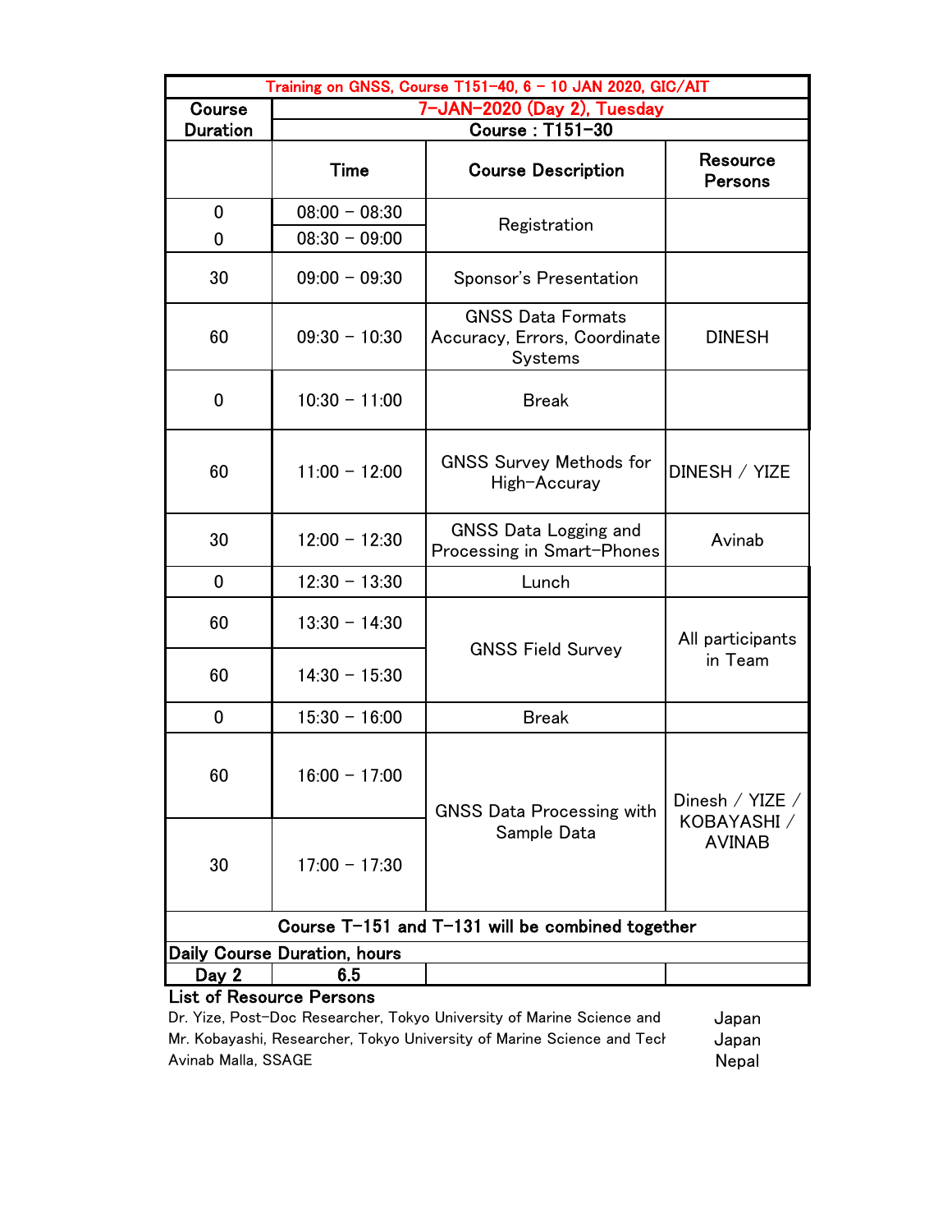| Training on GNSS, Course T151-40, 6 – 10 JAN 2020, GIC/AIT | | | |
|---|---|---|---|
| Course Duration | 7-JAN-2020 (Day 2), Tuesday | | |
| | Course : T151-30 | | |
| | **Time** | **Course Description** | **Resource Persons** |
| 0 | 08:00 – 08:30 | Registration | |
| 0 | 08:30 – 09:00 | | |
| 30 | 09:00 – 09:30 | Sponsor's Presentation | |
| 60 | 09:30 – 10:30 | GNSS Data Formats Accuracy, Errors, Coordinate Systems | DINESH |
| 0 | 10:30 – 11:00 | Break | |
| 60 | 11:00 – 12:00 | GNSS Survey Methods for High-Accuray | DINESH / YIZE |
| 30 | 12:00 – 12:30 | GNSS Data Logging and Processing in Smart-Phones | Avinab |
| 0 | 12:30 – 13:30 | Lunch | |
| 60 | 13:30 – 14:30 | GNSS Field Survey | All participants in Team |
| 60 | 14:30 – 15:30 | | |
| 0 | 15:30 – 16:00 | Break | |
| 60 | 16:00 – 17:00 | GNSS Data Processing with Sample Data | Dinesh / YIZE / KOBAYASHI / AVINAB |
| 30 | 17:00 – 17:30 | | |
| **Course T-151 and T-131 will be combined together** | | | |
| **Daily Course Duration, hours** | | | |
| **Day 2** | **6.5** | | |

**List of Resource Persons**

| | |
|---|---|
| Dr. Yize, Post-Doc Researcher, Tokyo University of Marine Science and | Japan |
| Mr. Kobayashi, Researcher, Tokyo University of Marine Science and Tech | Japan |
| Avinab Malla, SSAGE | Nepal |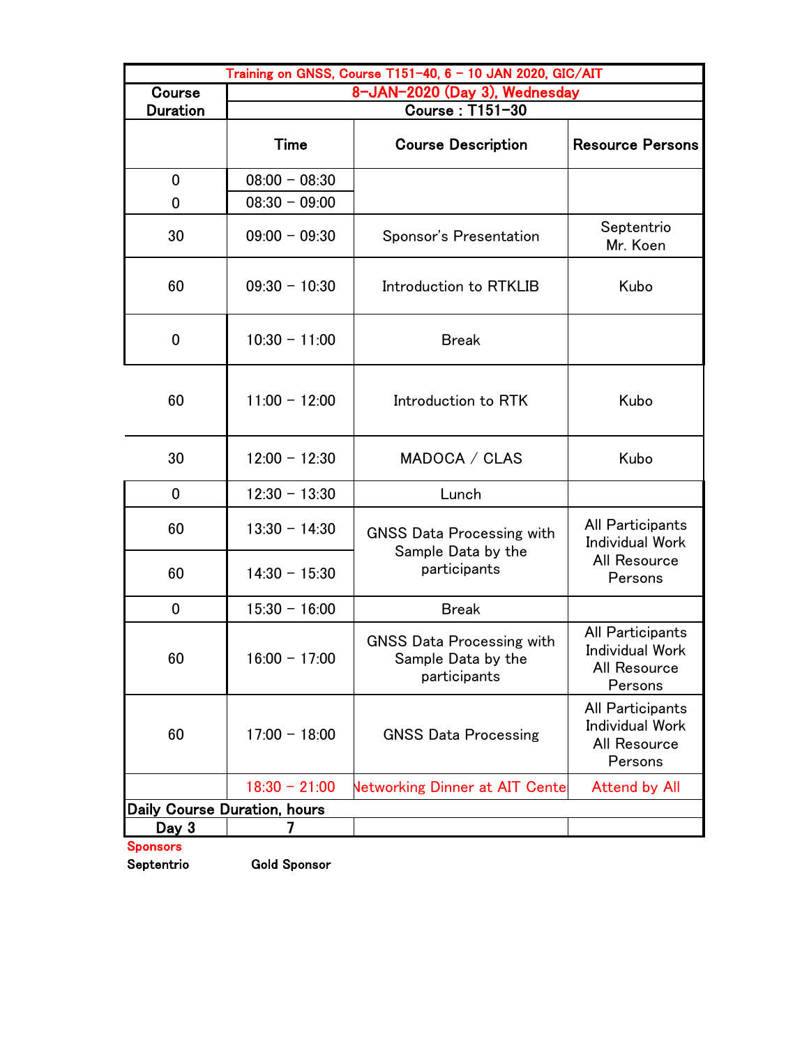| Training on GNSS, Course T151-40, 6 – 10 JAN 2020, GIC/AIT | | | |
|---|---|---|---|
| Course Duration | 8-JAN-2020 (Day 3), Wednesday | | |
| | Course : T151-30 | | |
| | Time | Course Description | Resource Persons |
| 0 | 08:00 – 08:30 | | |
| 0 | 08:30 – 09:00 | | |
| 30 | 09:00 – 09:30 | Sponsor's Presentation | Septentrio Mr. Koen |
| 60 | 09:30 – 10:30 | Introduction to RTKLIB | Kubo |
| 0 | 10:30 – 11:00 | Break | |
| 60 | 11:00 – 12:00 | Introduction to RTK | Kubo |
| 30 | 12:00 – 12:30 | MADOCA / CLAS | Kubo |
| 0 | 12:30 – 13:30 | Lunch | |
| 60 | 13:30 – 14:30 | GNSS Data Processing with Sample Data by the participants | All Participants Individual Work All Resource Persons |
| 60 | 14:30 – 15:30 | | |
| 0 | 15:30 – 16:00 | Break | |
| 60 | 16:00 – 17:00 | GNSS Data Processing with Sample Data by the participants | All Participants Individual Work All Resource Persons |
| 60 | 17:00 – 18:00 | GNSS Data Processing | All Participants Individual Work All Resource Persons |
| | 18:30 – 21:00 | Networking Dinner at AIT Cente | Attend by All |
| Daily Course Duration, hours | | | |
| Day 3 | 7 | | |

Sponsors

Septentrio Gold Sponsor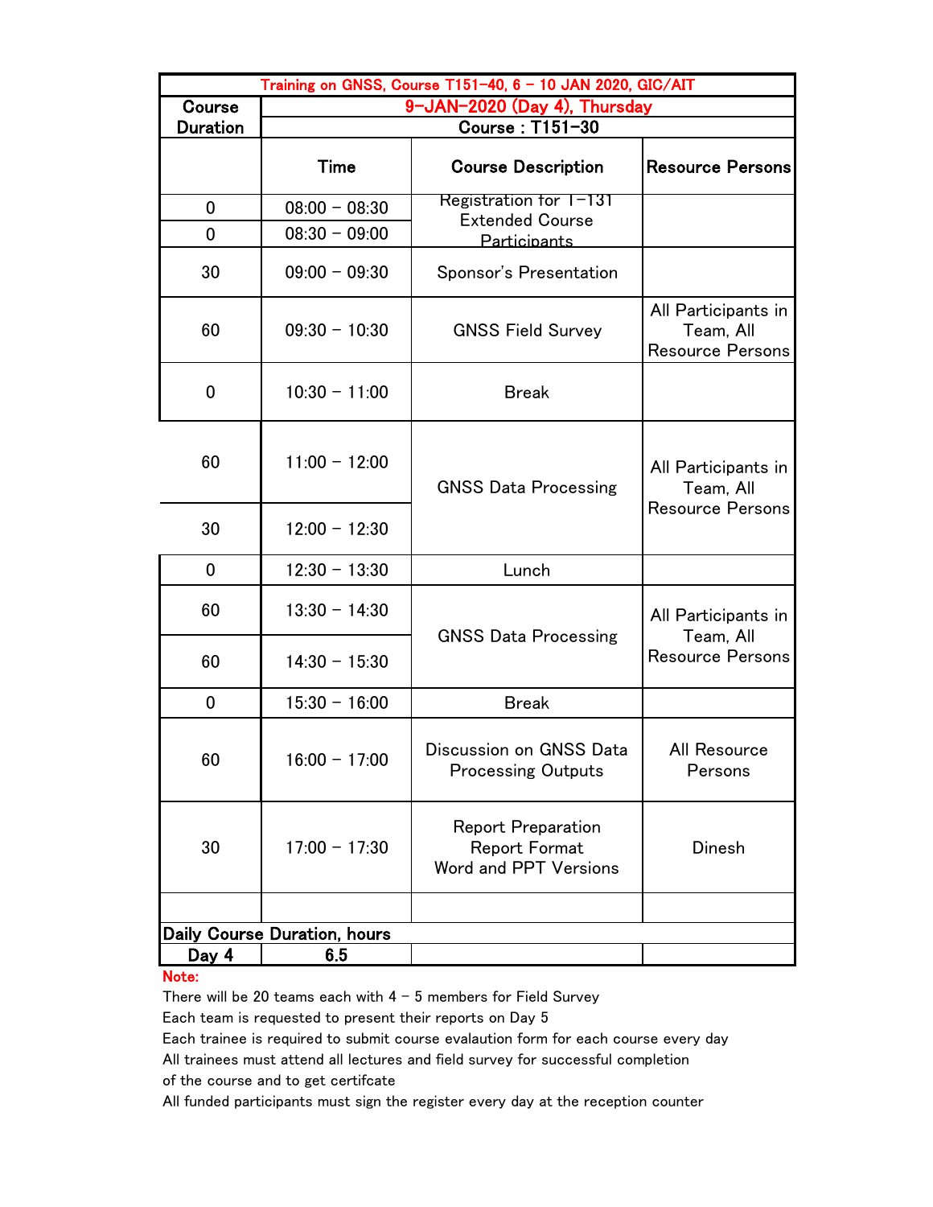| Training on GNSS, Course T151-40, 6 - 10 JAN 2020, GIC/AIT | | | |
|---|---|---|---|
| Course Duration | 9-JAN-2020 (Day 4), Thursday | | |
| | Course : T151-30 | | |
| | Time | Course Description | Resource Persons |
| 0 | 08:00 - 08:30 | Registration for T-131 Extended Course Participants | |
| 0 | 08:30 - 09:00 | | |
| 30 | 09:00 - 09:30 | Sponsor's Presentation | |
| 60 | 09:30 - 10:30 | GNSS Field Survey | All Participants in Team, All Resource Persons |
| 0 | 10:30 - 11:00 | Break | |
| 60 | 11:00 - 12:00 | GNSS Data Processing | All Participants in Team, All Resource Persons |
| 30 | 12:00 - 12:30 | | |
| 0 | 12:30 - 13:30 | Lunch | |
| 60 | 13:30 - 14:30 | GNSS Data Processing | All Participants in Team, All Resource Persons |
| 60 | 14:30 - 15:30 | | |
| 0 | 15:30 - 16:00 | Break | |
| 60 | 16:00 - 17:00 | Discussion on GNSS Data Processing Outputs | All Resource Persons |
| 30 | 17:00 - 17:30 | Report Preparation<br>Report Format<br>Word and PPT Versions | Dinesh |
| | | | |
| Daily Course Duration, hours | | | |
| Day 4 | 6.5 | | |

**Note:**

There will be 20 teams each with 4 - 5 members for Field Survey
Each team is requested to present their reports on Day 5
Each trainee is required to submit course evalaution form for each course every day
All trainees must attend all lectures and field survey for successful completion of the course and to get certifcate
All funded participants must sign the register every day at the reception counter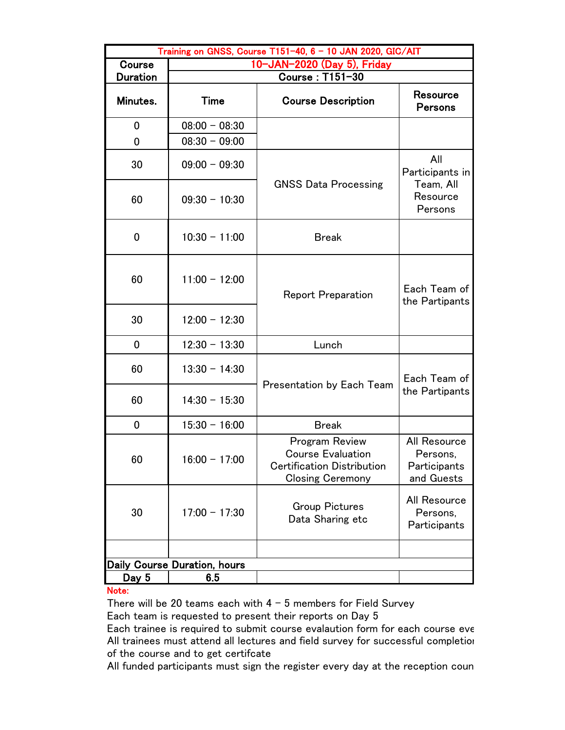| Training on GNSS, Course T151-40, 6 - 10 JAN 2020, GIC/AIT | | | |
|---|---|---|---|
| Course Duration | 10-JAN-2020 (Day 5), Friday | | |
| | Course : T151-30 | | |
| Minutes. | Time | Course Description | Resource Persons |
| 0 | 08:00 - 08:30 | | |
| 0 | 08:30 - 09:00 | | |
| 30 | 09:00 - 09:30 | GNSS Data Processing | All Participants in Team, All Resource Persons |
| 60 | 09:30 - 10:30 | | |
| 0 | 10:30 - 11:00 | Break | |
| 60 | 11:00 - 12:00 | Report Preparation | Each Team of the Partipants |
| 30 | 12:00 - 12:30 | | |
| 0 | 12:30 - 13:30 | Lunch | |
| 60 | 13:30 - 14:30 | Presentation by Each Team | Each Team of the Partipants |
| 60 | 14:30 - 15:30 | | |
| 0 | 15:30 - 16:00 | Break | |
| 60 | 16:00 - 17:00 | Program Review<br>Course Evaluation<br>Certification Distribution<br>Closing Ceremony | All Resource Persons, Participants and Guests |
| 30 | 17:00 - 17:30 | Group Pictures<br>Data Sharing etc | All Resource Persons, Participants |
| | | | |
| Daily Course Duration, hours | | | |
| Day 5 | 6.5 | | |

Note:

There will be 20 teams each with 4 - 5 members for Field Survey
Each team is requested to present their reports on Day 5
Each trainee is required to submit course evalaution form for each course eve
All trainees must attend all lectures and field survey for successful completio
of the course and to get certifcate
All funded participants must sign the register every day at the reception coun